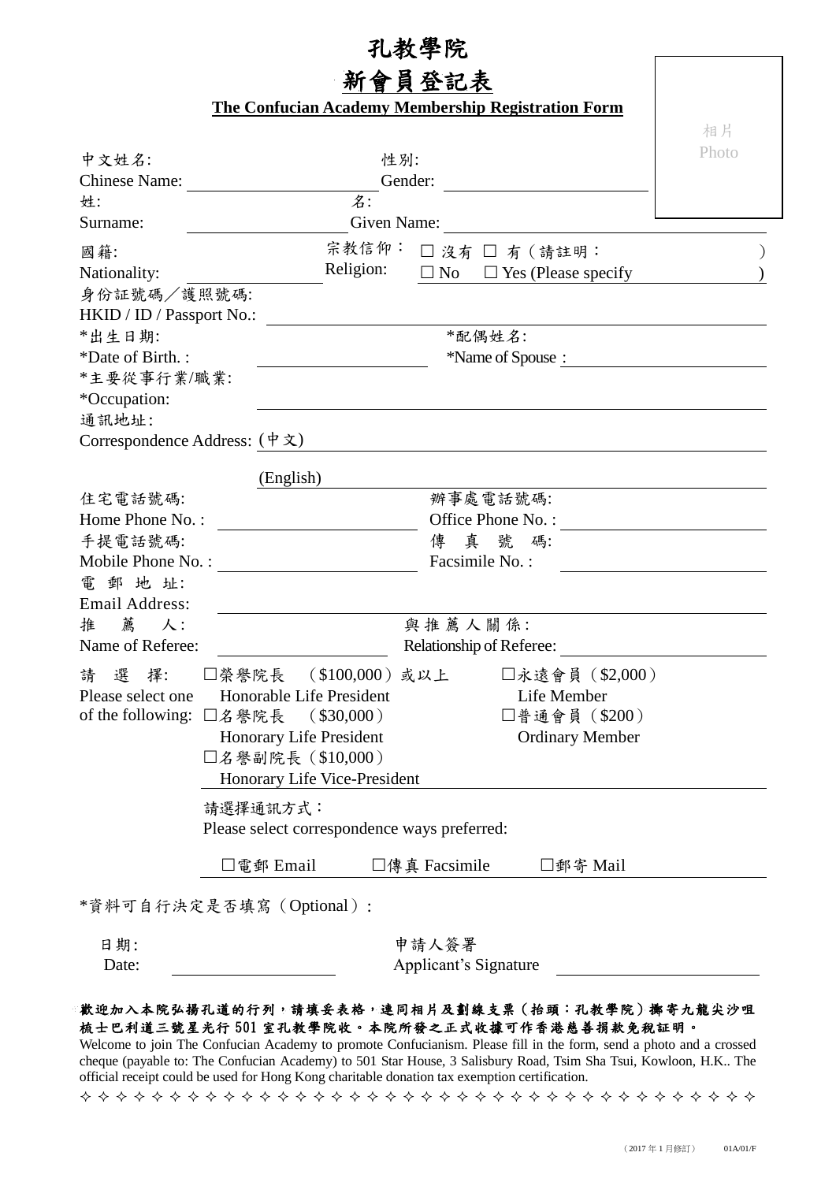# 孔教學院

## 新會員登記表

**The Confucian Academy Membership Registration Form**

相片
Photo

中文姓名:
Chinese Name: ______________________ 性別: Gender: ______________________

姓:
Surname: ______________________ 名: Given Name: ______________________

國籍:
Nationality: ______________________ 宗教信仰： Religion: □ 沒有 □ No □ 有（請註明： □ Yes (Please specify ______________________ )

身份証號碼／護照號碼:
HKID / ID / Passport No.: ______________________

*出生日期:
*Date of Birth. : ______________________ *配偶姓名: *Name of Spouse : ______________________

*主要從事行業/職業:
*Occupation: ______________________

通訊地址:
Correspondence Address: (中文) ______________________

(English) ______________________

住宅電話號碼:
Home Phone No. : ______________________ 辦事處電話號碼: Office Phone No. : ______________________

手提電話號碼:
Mobile Phone No. : ______________________ 傳 真 號 碼: Facsimile No. : ______________________

電 郵 地 址:
Email Address: ______________________

推 薦 人:
Name of Referee: ______________________ 與推薦人關係: Relationship of Referee: ______________________

請 選 擇:
Please select one of the following:

- □榮譽院長 （$100,000）或以上 Honorable Life President
- □永遠會員（$2,000） Life Member
- □名譽院長 （$30,000） Honorary Life President
- □普通會員（$200） Ordinary Member
- □名譽副院長（$10,000） Honorary Life Vice-President

請選擇通訊方式：
Please select correspondence ways preferred:

□電郵 Email □傳真 Facsimile □郵寄 Mail

*資料可自行決定是否填寫（Optional）:

日期:
Date: ______________________ 申請人簽署 Applicant's Signature ______________________

**歡迎加入本院弘揚孔道的行列，請填妥表格，連同相片及劃線支票（抬頭：孔教學院）擲寄九龍尖沙咀梳士巴利道三號星光行 501 室孔教學院收。本院所發之正式收據可作香港慈善捐款免稅証明。**

Welcome to join The Confucian Academy to promote Confucianism. Please fill in the form, send a photo and a crossed cheque (payable to: The Confucian Academy) to 501 Star House, 3 Salisbury Road, Tsim Sha Tsui, Kowloon, H.K.. The official receipt could be used for Hong Kong charitable donation tax exemption certification.

✧ ✧ ✧ ✧ ✧ ✧ ✧ ✧ ✧ ✧ ✧ ✧ ✧ ✧ ✧ ✧ ✧ ✧ ✧ ✧ ✧ ✧ ✧ ✧ ✧ ✧ ✧ ✧ ✧ ✧ ✧ ✧ ✧ ✧ ✧ ✧ ✧ ✧ ✧

（2017 年 1 月修訂） 01A/01/F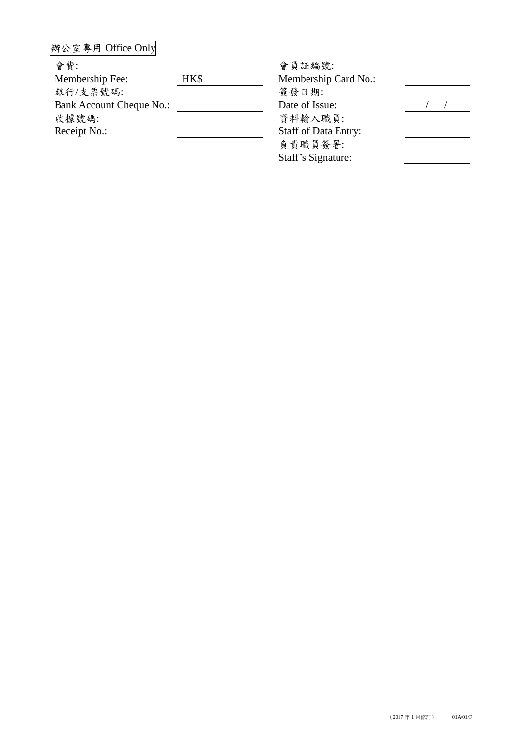辦公室專用 Office Only

| | | | |
|---|---|---|---|
| 會費:<br>Membership Fee: | HK$ | 會員証編號:<br>Membership Card No.: | |
| 銀行/支票號碼:<br>Bank Account Cheque No.: | | 簽發日期:<br>Date of Issue: | / / |
| 收據號碼:<br>Receipt No.: | | 資料輸入職員:<br>Staff of Data Entry: | |
| | | 負責職員簽署:<br>Staff's Signature: | |

（2017 年 1 月修訂） 01A/01/F